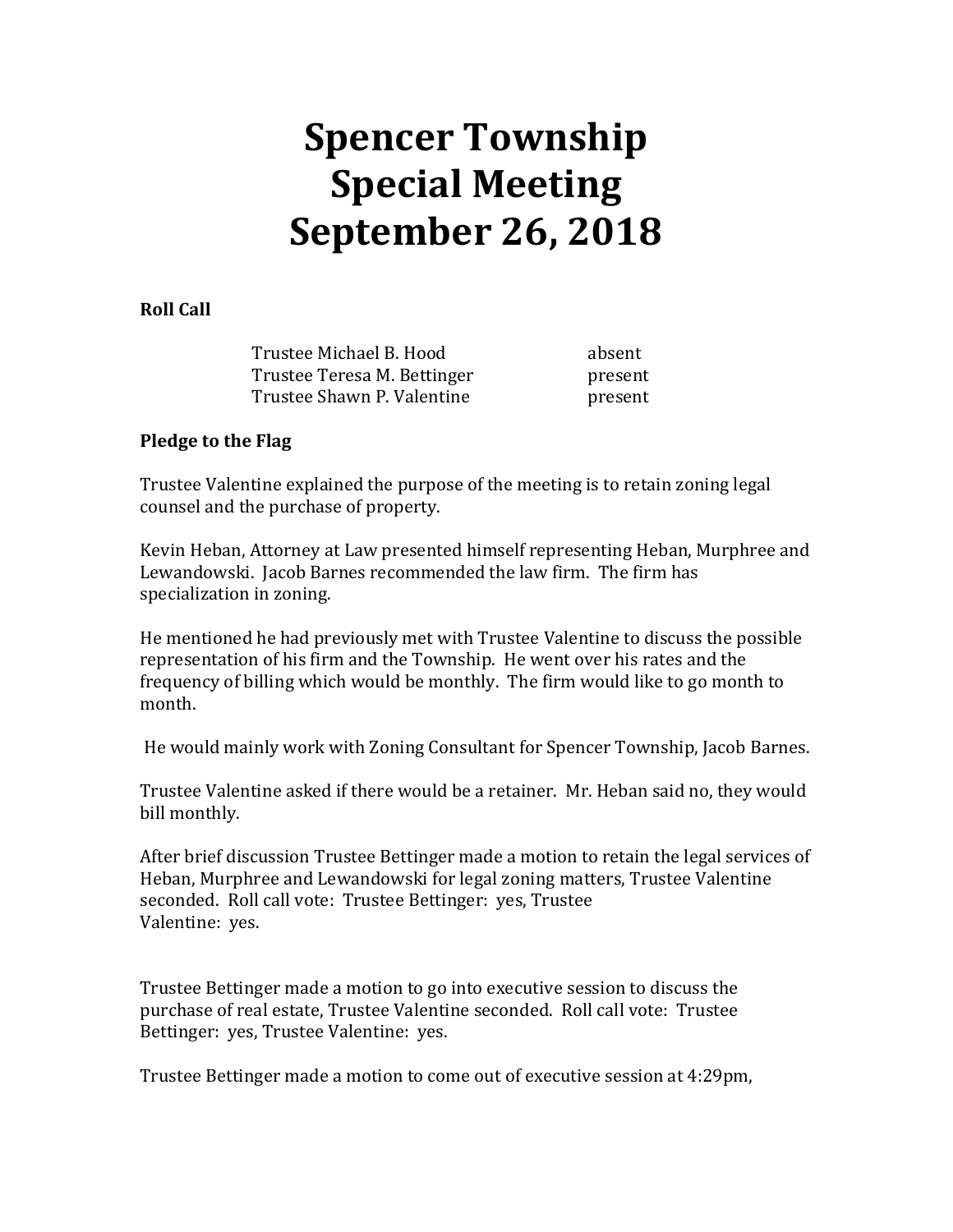# Spencer Township
# Special Meeting
# September 26, 2018

**Roll Call**

| | |
|---|---|
| Trustee Michael B. Hood | absent |
| Trustee Teresa M. Bettinger | present |
| Trustee Shawn P. Valentine | present |

**Pledge to the Flag**

Trustee Valentine explained the purpose of the meeting is to retain zoning legal counsel and the purchase of property.

Kevin Heban, Attorney at Law presented himself representing Heban, Murphree and Lewandowski. Jacob Barnes recommended the law firm. The firm has specialization in zoning.

He mentioned he had previously met with Trustee Valentine to discuss the possible representation of his firm and the Township. He went over his rates and the frequency of billing which would be monthly. The firm would like to go month to month.

He would mainly work with Zoning Consultant for Spencer Township, Jacob Barnes.

Trustee Valentine asked if there would be a retainer. Mr. Heban said no, they would bill monthly.

After brief discussion Trustee Bettinger made a motion to retain the legal services of Heban, Murphree and Lewandowski for legal zoning matters, Trustee Valentine seconded. Roll call vote: Trustee Bettinger: yes, Trustee Valentine: yes.

Trustee Bettinger made a motion to go into executive session to discuss the purchase of real estate, Trustee Valentine seconded. Roll call vote: Trustee Bettinger: yes, Trustee Valentine: yes.

Trustee Bettinger made a motion to come out of executive session at 4:29pm,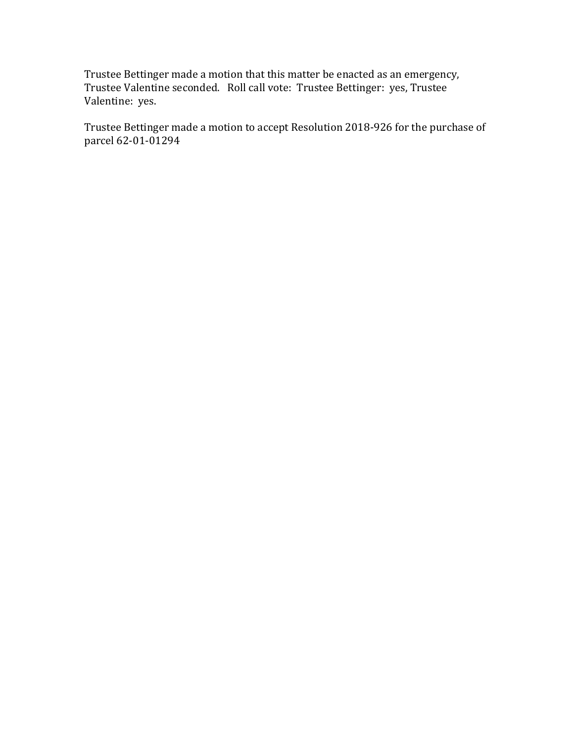Trustee Bettinger made a motion that this matter be enacted as an emergency, Trustee Valentine seconded. Roll call vote: Trustee Bettinger: yes, Trustee Valentine: yes.

Trustee Bettinger made a motion to accept Resolution 2018-926 for the purchase of parcel 62-01-01294